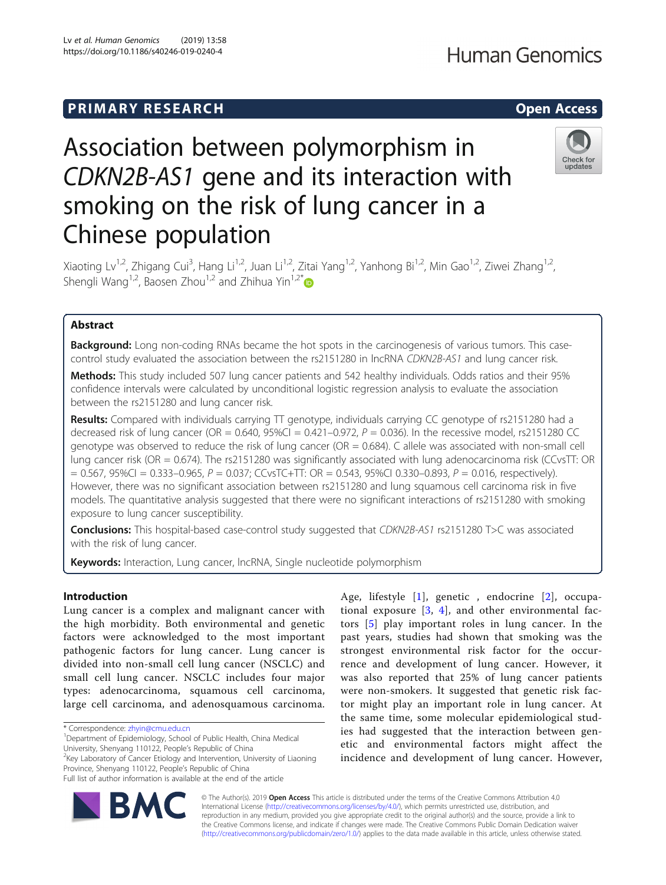PRIMARY RESEARCH

Open Access

# Association between polymorphism in *CDKN2B-AS1* gene and its interaction with smoking on the risk of lung cancer in a Chinese population

Xiaoting Lv[1,2], Zhigang Cui[3], Hang Li[1,2], Juan Li[1,2], Zitai Yang[1,2], Yanhong Bi[1,2], Min Gao[1,2], Ziwei Zhang[1,2], Shengli Wang[1,2], Baosen Zhou[1,2] and Zhihua Yin[1,2*]

## Abstract

**Background:** Long non-coding RNAs became the hot spots in the carcinogenesis of various tumors. This case-control study evaluated the association between the rs2151280 in lncRNA *CDKN2B-AS1* and lung cancer risk.

**Methods:** This study included 507 lung cancer patients and 542 healthy individuals. Odds ratios and their 95% confidence intervals were calculated by unconditional logistic regression analysis to evaluate the association between the rs2151280 and lung cancer risk.

**Results:** Compared with individuals carrying TT genotype, individuals carrying CC genotype of rs2151280 had a decreased risk of lung cancer (OR = 0.640, 95%CI = 0.421–0.972, $P = 0.036$). In the recessive model, rs2151280 CC genotype was observed to reduce the risk of lung cancer (OR = 0.684). C allele was associated with non-small cell lung cancer risk (OR = 0.674). The rs2151280 was significantly associated with lung adenocarcinoma risk (CCvsTT: OR = 0.567, 95%CI = 0.333–0.965, $P = 0.037$; CCvsTC+TT: OR = 0.543, 95%CI 0.330–0.893, $P = 0.016$, respectively). However, there was no significant association between rs2151280 and lung squamous cell carcinoma risk in five models. The quantitative analysis suggested that there were no significant interactions of rs2151280 with smoking exposure to lung cancer susceptibility.

**Conclusions:** This hospital-based case-control study suggested that *CDKN2B-AS1* rs2151280 T>C was associated with the risk of lung cancer.

**Keywords:** Interaction, Lung cancer, lncRNA, Single nucleotide polymorphism

## Introduction

Lung cancer is a complex and malignant cancer with the high morbidity. Both environmental and genetic factors were acknowledged to the most important pathogenic factors for lung cancer. Lung cancer is divided into non-small cell lung cancer (NSCLC) and small cell lung cancer. NSCLC includes four major types: adenocarcinoma, squamous cell carcinoma, large cell carcinoma, and adenosquamous carcinoma. Age, lifestyle [1], genetic , endocrine [2], occupational exposure [3, 4], and other environmental factors [5] play important roles in lung cancer. In the past years, studies had shown that smoking was the strongest environmental risk factor for the occurrence and development of lung cancer. However, it was also reported that 25% of lung cancer patients were non-smokers. It suggested that genetic risk factor might play an important role in lung cancer. At the same time, some molecular epidemiological studies had suggested that the interaction between genetic and environmental factors might affect the incidence and development of lung cancer. However,

* Correspondence: zhyin@cmu.edu.cn
[1]Department of Epidemiology, School of Public Health, China Medical University, Shenyang 110122, People's Republic of China
[2]Key Laboratory of Cancer Etiology and Intervention, University of Liaoning Province, Shenyang 110122, People's Republic of China
Full list of author information is available at the end of the article

© The Author(s). 2019 **Open Access** This article is distributed under the terms of the Creative Commons Attribution 4.0 International License (http://creativecommons.org/licenses/by/4.0/), which permits unrestricted use, distribution, and reproduction in any medium, provided you give appropriate credit to the original author(s) and the source, provide a link to the Creative Commons license, and indicate if changes were made. The Creative Commons Public Domain Dedication waiver (http://creativecommons.org/publicdomain/zero/1.0/) applies to the data made available in this article, unless otherwise stated.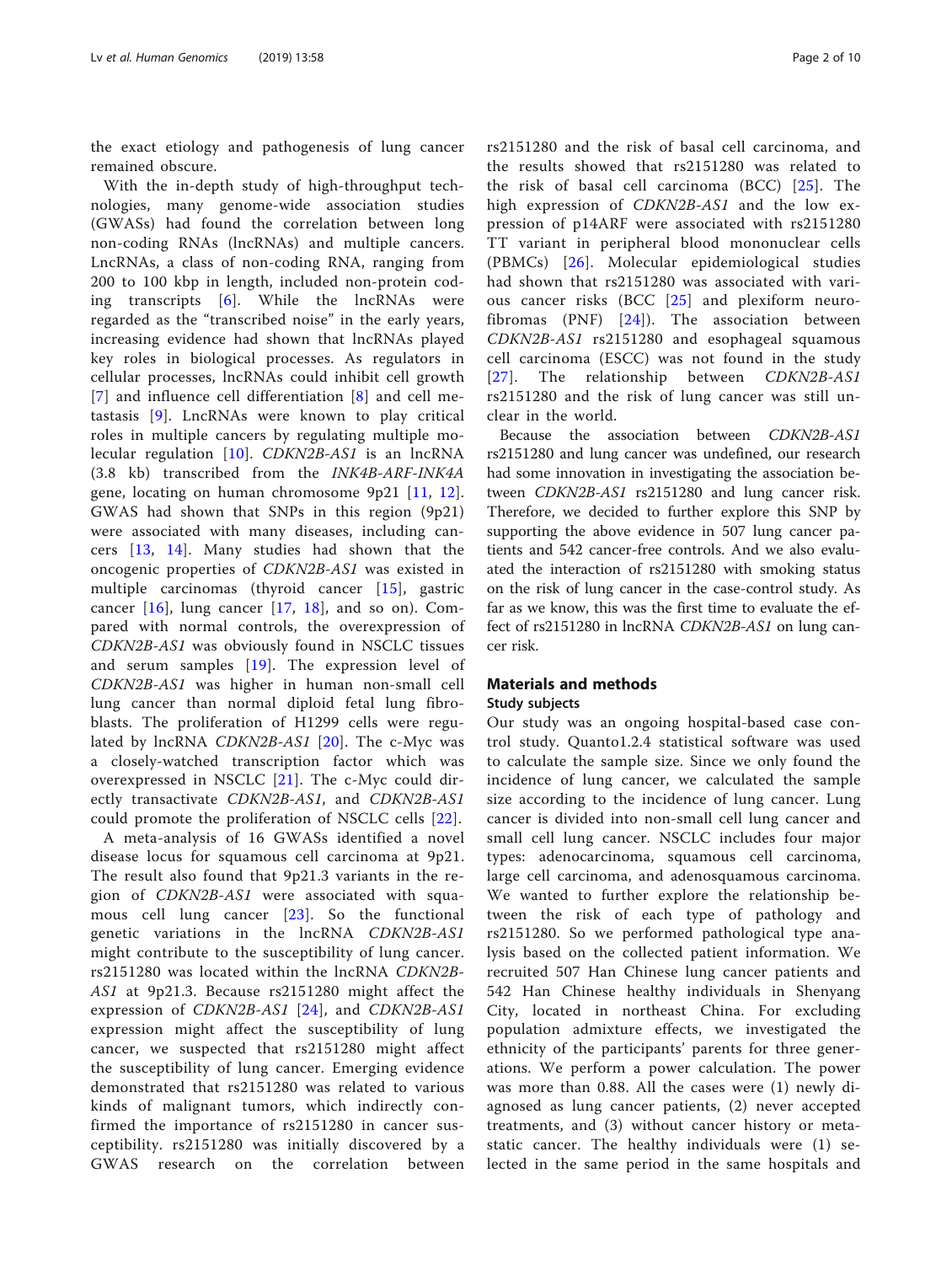the exact etiology and pathogenesis of lung cancer remained obscure.

With the in-depth study of high-throughput technologies, many genome-wide association studies (GWASs) had found the correlation between long non-coding RNAs (lncRNAs) and multiple cancers. LncRNAs, a class of non-coding RNA, ranging from 200 to 100 kbp in length, included non-protein coding transcripts [6]. While the lncRNAs were regarded as the "transcribed noise" in the early years, increasing evidence had shown that lncRNAs played key roles in biological processes. As regulators in cellular processes, lncRNAs could inhibit cell growth [7] and influence cell differentiation [8] and cell metastasis [9]. LncRNAs were known to play critical roles in multiple cancers by regulating multiple molecular regulation [10]. *CDKN2B-AS1* is an lncRNA (3.8 kb) transcribed from the *INK4B-ARF-INK4A* gene, locating on human chromosome 9p21 [11, 12]. GWAS had shown that SNPs in this region (9p21) were associated with many diseases, including cancers [13, 14]. Many studies had shown that the oncogenic properties of *CDKN2B-AS1* was existed in multiple carcinomas (thyroid cancer [15], gastric cancer [16], lung cancer [17, 18], and so on). Compared with normal controls, the overexpression of *CDKN2B-AS1* was obviously found in NSCLC tissues and serum samples [19]. The expression level of *CDKN2B-AS1* was higher in human non-small cell lung cancer than normal diploid fetal lung fibroblasts. The proliferation of H1299 cells were regulated by lncRNA *CDKN2B-AS1* [20]. The c-Myc was a closely-watched transcription factor which was overexpressed in NSCLC [21]. The c-Myc could directly transactivate *CDKN2B-AS1*, and *CDKN2B-AS1* could promote the proliferation of NSCLC cells [22].

A meta-analysis of 16 GWASs identified a novel disease locus for squamous cell carcinoma at 9p21. The result also found that 9p21.3 variants in the region of *CDKN2B-AS1* were associated with squamous cell lung cancer [23]. So the functional genetic variations in the lncRNA *CDKN2B-AS1* might contribute to the susceptibility of lung cancer. rs2151280 was located within the lncRNA *CDKN2B-AS1* at 9p21.3. Because rs2151280 might affect the expression of *CDKN2B-AS1* [24], and *CDKN2B-AS1* expression might affect the susceptibility of lung cancer, we suspected that rs2151280 might affect the susceptibility of lung cancer. Emerging evidence demonstrated that rs2151280 was related to various kinds of malignant tumors, which indirectly confirmed the importance of rs2151280 in cancer susceptibility. rs2151280 was initially discovered by a GWAS research on the correlation between rs2151280 and the risk of basal cell carcinoma, and the results showed that rs2151280 was related to the risk of basal cell carcinoma (BCC) [25]. The high expression of *CDKN2B-AS1* and the low expression of p14ARF were associated with rs2151280 TT variant in peripheral blood mononuclear cells (PBMCs) [26]. Molecular epidemiological studies had shown that rs2151280 was associated with various cancer risks (BCC [25] and plexiform neurofibromas (PNF) [24]). The association between *CDKN2B-AS1* rs2151280 and esophageal squamous cell carcinoma (ESCC) was not found in the study [27]. The relationship between *CDKN2B-AS1* rs2151280 and the risk of lung cancer was still unclear in the world.

Because the association between *CDKN2B-AS1* rs2151280 and lung cancer was undefined, our research had some innovation in investigating the association between *CDKN2B-AS1* rs2151280 and lung cancer risk. Therefore, we decided to further explore this SNP by supporting the above evidence in 507 lung cancer patients and 542 cancer-free controls. And we also evaluated the interaction of rs2151280 with smoking status on the risk of lung cancer in the case-control study. As far as we know, this was the first time to evaluate the effect of rs2151280 in lncRNA *CDKN2B-AS1* on lung cancer risk.

## Materials and methods

### Study subjects

Our study was an ongoing hospital-based case control study. Quanto1.2.4 statistical software was used to calculate the sample size. Since we only found the incidence of lung cancer, we calculated the sample size according to the incidence of lung cancer. Lung cancer is divided into non-small cell lung cancer and small cell lung cancer. NSCLC includes four major types: adenocarcinoma, squamous cell carcinoma, large cell carcinoma, and adenosquamous carcinoma. We wanted to further explore the relationship between the risk of each type of pathology and rs2151280. So we performed pathological type analysis based on the collected patient information. We recruited 507 Han Chinese lung cancer patients and 542 Han Chinese healthy individuals in Shenyang City, located in northeast China. For excluding population admixture effects, we investigated the ethnicity of the participants' parents for three generations. We perform a power calculation. The power was more than 0.88. All the cases were (1) newly diagnosed as lung cancer patients, (2) never accepted treatments, and (3) without cancer history or metastatic cancer. The healthy individuals were (1) selected in the same period in the same hospitals and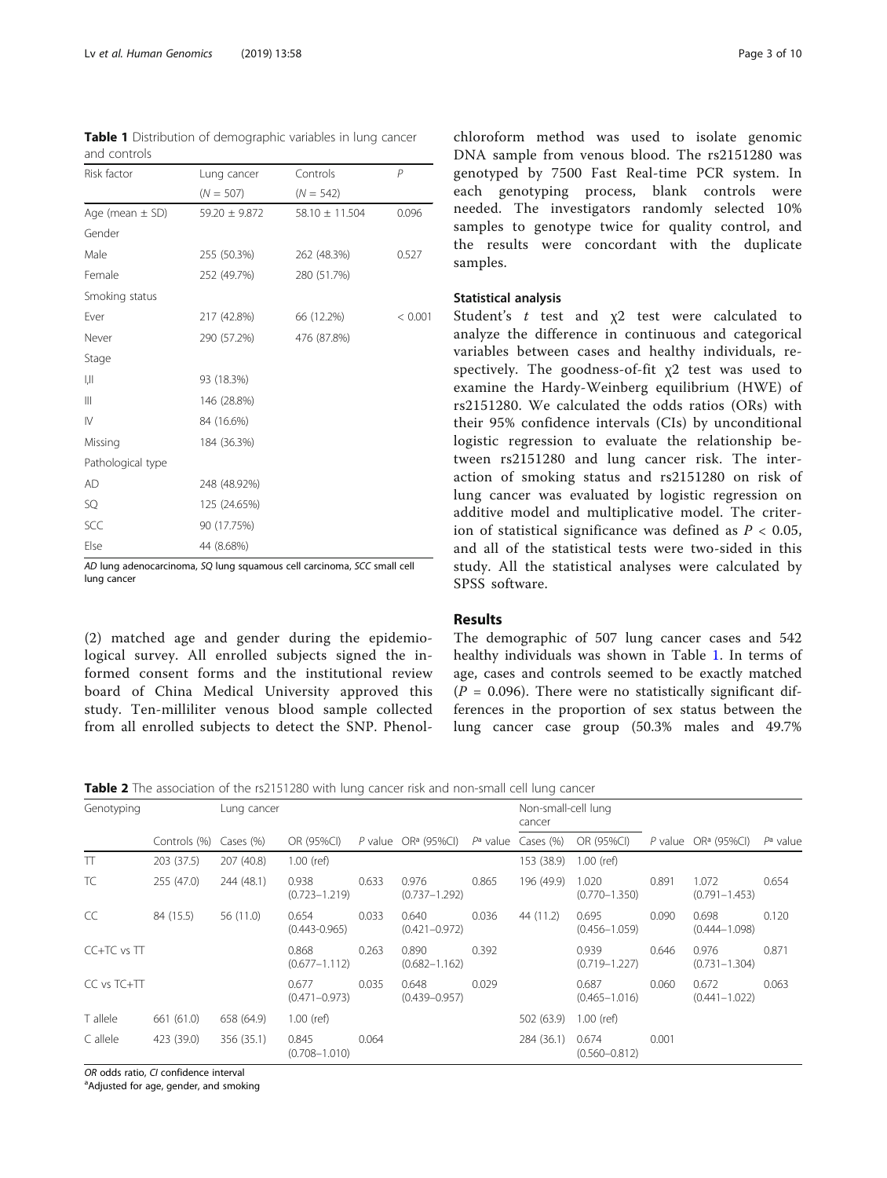**Table 1** Distribution of demographic variables in lung cancer and controls

| Risk factor | Lung cancer | Controls | P |
|---|---|---|---|
| | (N = 507) | (N = 542) | |
| Age (mean ± SD) | 59.20 ± 9.872 | 58.10 ± 11.504 | 0.096 |
| Gender | | | |
| Male | 255 (50.3%) | 262 (48.3%) | 0.527 |
| Female | 252 (49.7%) | 280 (51.7%) | |
| Smoking status | | | |
| Ever | 217 (42.8%) | 66 (12.2%) | < 0.001 |
| Never | 290 (57.2%) | 476 (87.8%) | |
| Stage | | | |
| I,II | 93 (18.3%) | | |
| III | 146 (28.8%) | | |
| IV | 84 (16.6%) | | |
| Missing | 184 (36.3%) | | |
| Pathological type | | | |
| AD | 248 (48.92%) | | |
| SQ | 125 (24.65%) | | |
| SCC | 90 (17.75%) | | |
| Else | 44 (8.68%) | | |

*AD* lung adenocarcinoma, *SQ* lung squamous cell carcinoma, *SCC* small cell lung cancer

(2) matched age and gender during the epidemiological survey. All enrolled subjects signed the informed consent forms and the institutional review board of China Medical University approved this study. Ten-milliliter venous blood sample collected from all enrolled subjects to detect the SNP. Phenol-chloroform method was used to isolate genomic DNA sample from venous blood. The rs2151280 was genotyped by 7500 Fast Real-time PCR system. In each genotyping process, blank controls were needed. The investigators randomly selected 10% samples to genotype twice for quality control, and the results were concordant with the duplicate samples.

### Statistical analysis

Student's $t$ test and $\chi 2$ test were calculated to analyze the difference in continuous and categorical variables between cases and healthy individuals, respectively. The goodness-of-fit $\chi 2$ test was used to examine the Hardy-Weinberg equilibrium (HWE) of rs2151280. We calculated the odds ratios (ORs) with their 95% confidence intervals (CIs) by unconditional logistic regression to evaluate the relationship between rs2151280 and lung cancer risk. The interaction of smoking status and rs2151280 on risk of lung cancer was evaluated by logistic regression on additive model and multiplicative model. The criterion of statistical significance was defined as $P < 0.05$, and all of the statistical tests were two-sided in this study. All the statistical analyses were calculated by SPSS software.

## Results

The demographic of 507 lung cancer cases and 542 healthy individuals was shown in Table 1. In terms of age, cases and controls seemed to be exactly matched ($P$ = 0.096). There were no statistically significant differences in the proportion of sex status between the lung cancer case group (50.3% males and 49.7%

**Table 2** The association of the rs2151280 with lung cancer risk and non-small cell lung cancer

| Genotyping | Lung cancer | | | | | | Non-small-cell lung cancer | | | | |
|---|---|---|---|---|---|---|---|---|---|---|---|
| | Controls (%) | Cases (%) | OR (95%CI) | P value | OR[a] (95%CI) | P[a] value | Cases (%) | OR (95%CI) | P value | OR[a] (95%CI) | P[a] value |
| TT | 203 (37.5) | 207 (40.8) | 1.00 (ref) | | | | 153 (38.9) | 1.00 (ref) | | | |
| TC | 255 (47.0) | 244 (48.1) | 0.938 (0.723–1.219) | 0.633 | 0.976 (0.737–1.292) | 0.865 | 196 (49.9) | 1.020 (0.770–1.350) | 0.891 | 1.072 (0.791–1.453) | 0.654 |
| CC | 84 (15.5) | 56 (11.0) | 0.654 (0.443-0.965) | 0.033 | 0.640 (0.421–0.972) | 0.036 | 44 (11.2) | 0.695 (0.456–1.059) | 0.090 | 0.698 (0.444–1.098) | 0.120 |
| CC+TC vs TT | | | 0.868 (0.677–1.112) | 0.263 | 0.890 (0.682–1.162) | 0.392 | | 0.939 (0.719–1.227) | 0.646 | 0.976 (0.731–1.304) | 0.871 |
| CC vs TC+TT | | | 0.677 (0.471–0.973) | 0.035 | 0.648 (0.439–0.957) | 0.029 | | 0.687 (0.465–1.016) | 0.060 | 0.672 (0.441–1.022) | 0.063 |
| T allele | 661 (61.0) | 658 (64.9) | 1.00 (ref) | | | | 502 (63.9) | 1.00 (ref) | | | |
| C allele | 423 (39.0) | 356 (35.1) | 0.845 (0.708–1.010) | 0.064 | | | 284 (36.1) | 0.674 (0.560–0.812) | 0.001 | | |

*OR* odds ratio, *CI* confidence interval

[a]Adjusted for age, gender, and smoking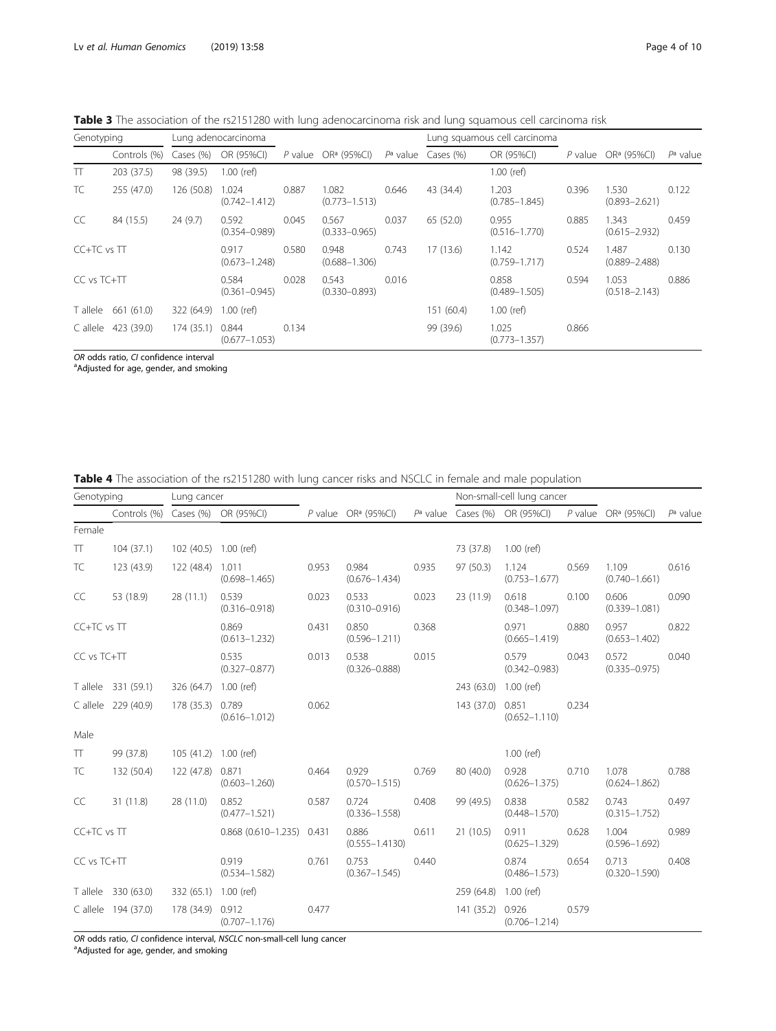**Table 3** The association of the rs2151280 with lung adenocarcinoma risk and lung squamous cell carcinoma risk

| Genotyping | | Lung adenocarcinoma | | | | | Lung squamous cell carcinoma | | | | |
|---|---|---|---|---|---|---|---|---|---|---|---|
| | Controls (%) | Cases (%) | OR (95%CI) | *P* value | OR[a] (95%CI) | *P*[a] value | Cases (%) | OR (95%CI) | *P* value | OR[a] (95%CI) | *P*[a] value |
| TT | 203 (37.5) | 98 (39.5) | 1.00 (ref) | | | | | 1.00 (ref) | | | |
| TC | 255 (47.0) | 126 (50.8) | 1.024 (0.742–1.412) | 0.887 | 1.082 (0.773–1.513) | 0.646 | 43 (34.4) | 1.203 (0.785–1.845) | 0.396 | 1.530 (0.893–2.621) | 0.122 |
| CC | 84 (15.5) | 24 (9.7) | 0.592 (0.354–0.989) | 0.045 | 0.567 (0.333–0.965) | 0.037 | 65 (52.0) | 0.955 (0.516–1.770) | 0.885 | 1.343 (0.615–2.932) | 0.459 |
| CC+TC vs TT | | | 0.917 (0.673–1.248) | 0.580 | 0.948 (0.688–1.306) | 0.743 | 17 (13.6) | 1.142 (0.759–1.717) | 0.524 | 1.487 (0.889–2.488) | 0.130 |
| CC vs TC+TT | | | 0.584 (0.361–0.945) | 0.028 | 0.543 (0.330–0.893) | 0.016 | | 0.858 (0.489–1.505) | 0.594 | 1.053 (0.518–2.143) | 0.886 |
| T allele | 661 (61.0) | 322 (64.9) | 1.00 (ref) | | | | 151 (60.4) | 1.00 (ref) | | | |
| C allele | 423 (39.0) | 174 (35.1) | 0.844 (0.677–1.053) | 0.134 | | | 99 (39.6) | 1.025 (0.773–1.357) | 0.866 | | |

*OR* odds ratio, *CI* confidence interval
[a]Adjusted for age, gender, and smoking

**Table 4** The association of the rs2151280 with lung cancer risks and NSCLC in female and male population

| Genotyping | | Lung cancer | | | | | Non-small-cell lung cancer | | | | |
|---|---|---|---|---|---|---|---|---|---|---|---|
| | Controls (%) | Cases (%) | OR (95%CI) | *P* value | OR[a] (95%CI) | *P*[a] value | Cases (%) | OR (95%CI) | *P* value | OR[a] (95%CI) | *P*[a] value |
| Female | | | | | | | | | | | |
| TT | 104 (37.1) | 102 (40.5) | 1.00 (ref) | | | | 73 (37.8) | 1.00 (ref) | | | |
| TC | 123 (43.9) | 122 (48.4) | 1.011 (0.698–1.465) | 0.953 | 0.984 (0.676–1.434) | 0.935 | 97 (50.3) | 1.124 (0.753–1.677) | 0.569 | 1.109 (0.740–1.661) | 0.616 |
| CC | 53 (18.9) | 28 (11.1) | 0.539 (0.316–0.918) | 0.023 | 0.533 (0.310–0.916) | 0.023 | 23 (11.9) | 0.618 (0.348–1.097) | 0.100 | 0.606 (0.339–1.081) | 0.090 |
| CC+TC vs TT | | | 0.869 (0.613–1.232) | 0.431 | 0.850 (0.596–1.211) | 0.368 | | 0.971 (0.665–1.419) | 0.880 | 0.957 (0.653–1.402) | 0.822 |
| CC vs TC+TT | | | 0.535 (0.327–0.877) | 0.013 | 0.538 (0.326–0.888) | 0.015 | | 0.579 (0.342–0.983) | 0.043 | 0.572 (0.335–0.975) | 0.040 |
| T allele | 331 (59.1) | 326 (64.7) | 1.00 (ref) | | | | 243 (63.0) | 1.00 (ref) | | | |
| C allele | 229 (40.9) | 178 (35.3) | 0.789 (0.616–1.012) | 0.062 | | | 143 (37.0) | 0.851 (0.652–1.110) | 0.234 | | |
| Male | | | | | | | | | | | |
| TT | 99 (37.8) | 105 (41.2) | 1.00 (ref) | | | | | 1.00 (ref) | | | |
| TC | 132 (50.4) | 122 (47.8) | 0.871 (0.603–1.260) | 0.464 | 0.929 (0.570–1.515) | 0.769 | 80 (40.0) | 0.928 (0.626–1.375) | 0.710 | 1.078 (0.624–1.862) | 0.788 |
| CC | 31 (11.8) | 28 (11.0) | 0.852 (0.477–1.521) | 0.587 | 0.724 (0.336–1.558) | 0.408 | 99 (49.5) | 0.838 (0.448–1.570) | 0.582 | 0.743 (0.315–1.752) | 0.497 |
| CC+TC vs TT | | | 0.868 (0.610–1.235) | 0.431 | 0.886 (0.555–1.4130) | 0.611 | 21 (10.5) | 0.911 (0.625–1.329) | 0.628 | 1.004 (0.596–1.692) | 0.989 |
| CC vs TC+TT | | | 0.919 (0.534–1.582) | 0.761 | 0.753 (0.367–1.545) | 0.440 | | 0.874 (0.486–1.573) | 0.654 | 0.713 (0.320–1.590) | 0.408 |
| T allele | 330 (63.0) | 332 (65.1) | 1.00 (ref) | | | | 259 (64.8) | 1.00 (ref) | | | |
| C allele | 194 (37.0) | 178 (34.9) | 0.912 (0.707–1.176) | 0.477 | | | 141 (35.2) | 0.926 (0.706–1.214) | 0.579 | | |

*OR* odds ratio, *CI* confidence interval, *NSCLC* non-small-cell lung cancer
[a]Adjusted for age, gender, and smoking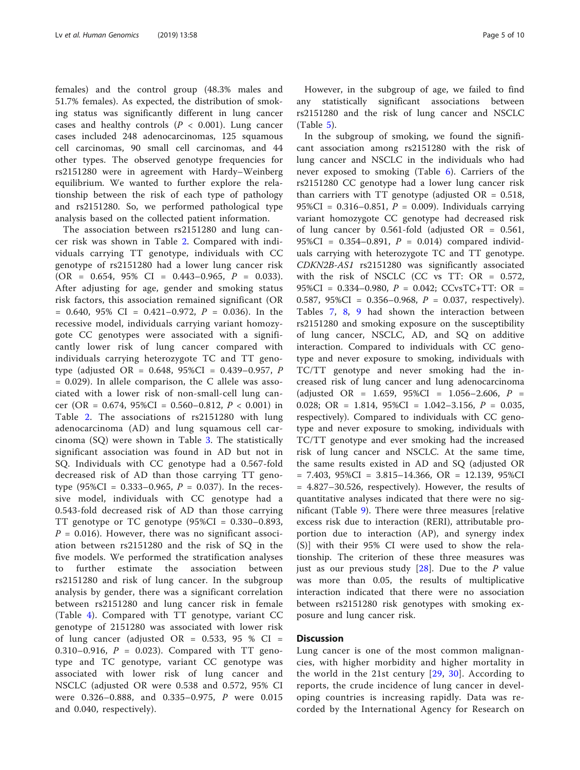females) and the control group (48.3% males and 51.7% females). As expected, the distribution of smoking status was significantly different in lung cancer cases and healthy controls ($P < 0.001$). Lung cancer cases included 248 adenocarcinomas, 125 squamous cell carcinomas, 90 small cell carcinomas, and 44 other types. The observed genotype frequencies for rs2151280 were in agreement with Hardy–Weinberg equilibrium. We wanted to further explore the relationship between the risk of each type of pathology and rs2151280. So, we performed pathological type analysis based on the collected patient information.

The association between rs2151280 and lung cancer risk was shown in Table 2. Compared with individuals carrying TT genotype, individuals with CC genotype of rs2151280 had a lower lung cancer risk (OR = 0.654, 95% CI = 0.443–0.965, $P = 0.033$). After adjusting for age, gender and smoking status risk factors, this association remained significant (OR = 0.640, 95% CI = 0.421–0.972, $P = 0.036$). In the recessive model, individuals carrying variant homozygote CC genotypes were associated with a significantly lower risk of lung cancer compared with individuals carrying heterozygote TC and TT genotype (adjusted OR = 0.648, 95%CI = 0.439–0.957, $P = 0.029$). In allele comparison, the C allele was associated with a lower risk of non-small-cell lung cancer (OR = 0.674, 95%CI = 0.560–0.812, $P < 0.001$) in Table 2. The associations of rs2151280 with lung adenocarcinoma (AD) and lung squamous cell carcinoma (SQ) were shown in Table 3. The statistically significant association was found in AD but not in SQ. Individuals with CC genotype had a 0.567-fold decreased risk of AD than those carrying TT genotype (95%CI = 0.333–0.965, $P = 0.037$). In the recessive model, individuals with CC genotype had a 0.543-fold decreased risk of AD than those carrying TT genotype or TC genotype (95%CI = 0.330–0.893, $P = 0.016$). However, there was no significant association between rs2151280 and the risk of SQ in the five models. We performed the stratification analyses to further estimate the association between rs2151280 and risk of lung cancer. In the subgroup analysis by gender, there was a significant correlation between rs2151280 and lung cancer risk in female (Table 4). Compared with TT genotype, variant CC genotype of 2151280 was associated with lower risk of lung cancer (adjusted OR = 0.533, 95 % CI = 0.310–0.916, $P = 0.023$). Compared with TT genotype and TC genotype, variant CC genotype was associated with lower risk of lung cancer and NSCLC (adjusted OR were 0.538 and 0.572, 95% CI were 0.326–0.888, and 0.335–0.975, $P$ were 0.015 and 0.040, respectively).

However, in the subgroup of age, we failed to find any statistically significant associations between rs2151280 and the risk of lung cancer and NSCLC (Table 5).

In the subgroup of smoking, we found the significant association among rs2151280 with the risk of lung cancer and NSCLC in the individuals who had never exposed to smoking (Table 6). Carriers of the rs2151280 CC genotype had a lower lung cancer risk than carriers with TT genotype (adjusted OR = 0.518, 95%CI = 0.316–0.851, $P = 0.009$). Individuals carrying variant homozygote CC genotype had decreased risk of lung cancer by 0.561-fold (adjusted OR = 0.561, 95%CI = 0.354–0.891, $P = 0.014$) compared individuals carrying with heterozygote TC and TT genotype. *CDKN2B-AS1* rs2151280 was significantly associated with the risk of NSCLC (CC vs TT: OR = 0.572, 95%CI = 0.334–0.980, $P = 0.042$; CCvsTC+TT: OR = 0.587, 95%CI = 0.356–0.968, $P = 0.037$, respectively). Tables 7, 8, 9 had shown the interaction between rs2151280 and smoking exposure on the susceptibility of lung cancer, NSCLC, AD, and SQ on additive interaction. Compared to individuals with CC genotype and never exposure to smoking, individuals with TC/TT genotype and never smoking had the increased risk of lung cancer and lung adenocarcinoma (adjusted OR = 1.659, 95%CI = 1.056–2.606, $P = 0.028$; OR = 1.814, 95%CI = 1.042–3.156, $P = 0.035$, respectively). Compared to individuals with CC genotype and never exposure to smoking, individuals with TC/TT genotype and ever smoking had the increased risk of lung cancer and NSCLC. At the same time, the same results existed in AD and SQ (adjusted OR = 7.403, 95%CI = 3.815–14.366, OR = 12.139, 95%CI = 4.827–30.526, respectively). However, the results of quantitative analyses indicated that there were no significant (Table 9). There were three measures [relative excess risk due to interaction (RERI), attributable proportion due to interaction (AP), and synergy index (S)] with their 95% CI were used to show the relationship. The criterion of these three measures was just as our previous study [28]. Due to the $P$ value was more than 0.05, the results of multiplicative interaction indicated that there were no association between rs2151280 risk genotypes with smoking exposure and lung cancer risk.

## Discussion

Lung cancer is one of the most common malignancies, with higher morbidity and higher mortality in the world in the 21st century [29, 30]. According to reports, the crude incidence of lung cancer in developing countries is increasing rapidly. Data was recorded by the International Agency for Research on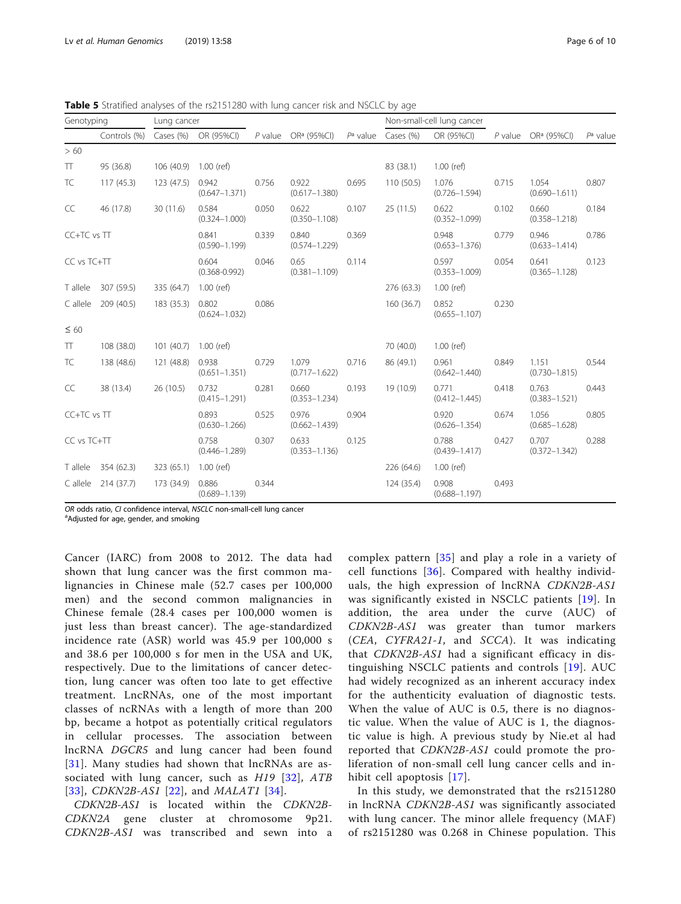**Table 5** Stratified analyses of the rs2151280 with lung cancer risk and NSCLC by age

| Genotyping | | Lung cancer | | | | | Non-small-cell lung cancer | | | | |
|---|---|---|---|---|---|---|---|---|---|---|---|
| | Controls (%) | Cases (%) | OR (95%CI) | *P* value | OR[a] (95%CI) | *P*[a] value | Cases (%) | OR (95%CI) | *P* value | OR[a] (95%CI) | *P*[a] value |
| > 60 | | | | | | | | | | | |
| TT | 95 (36.8) | 106 (40.9) | 1.00 (ref) | | | | 83 (38.1) | 1.00 (ref) | | | |
| TC | 117 (45.3) | 123 (47.5) | 0.942 (0.647–1.371) | 0.756 | 0.922 (0.617–1.380) | 0.695 | 110 (50.5) | 1.076 (0.726–1.594) | 0.715 | 1.054 (0.690–1.611) | 0.807 |
| CC | 46 (17.8) | 30 (11.6) | 0.584 (0.324–1.000) | 0.050 | 0.622 (0.350–1.108) | 0.107 | 25 (11.5) | 0.622 (0.352–1.099) | 0.102 | 0.660 (0.358–1.218) | 0.184 |
| CC+TC vs TT | | | 0.841 (0.590–1.199) | 0.339 | 0.840 (0.574–1.229) | 0.369 | | 0.948 (0.653–1.376) | 0.779 | 0.946 (0.633–1.414) | 0.786 |
| CC vs TC+TT | | | 0.604 (0.368-0.992) | 0.046 | 0.65 (0.381–1.109) | 0.114 | | 0.597 (0.353–1.009) | 0.054 | 0.641 (0.365–1.128) | 0.123 |
| T allele | 307 (59.5) | 335 (64.7) | 1.00 (ref) | | | | 276 (63.3) | 1.00 (ref) | | | |
| C allele | 209 (40.5) | 183 (35.3) | 0.802 (0.624–1.032) | 0.086 | | | 160 (36.7) | 0.852 (0.655–1.107) | 0.230 | | |
| ≤ 60 | | | | | | | | | | | |
| TT | 108 (38.0) | 101 (40.7) | 1.00 (ref) | | | | 70 (40.0) | 1.00 (ref) | | | |
| TC | 138 (48.6) | 121 (48.8) | 0.938 (0.651–1.351) | 0.729 | 1.079 (0.717–1.622) | 0.716 | 86 (49.1) | 0.961 (0.642–1.440) | 0.849 | 1.151 (0.730–1.815) | 0.544 |
| CC | 38 (13.4) | 26 (10.5) | 0.732 (0.415–1.291) | 0.281 | 0.660 (0.353–1.234) | 0.193 | 19 (10.9) | 0.771 (0.412–1.445) | 0.418 | 0.763 (0.383–1.521) | 0.443 |
| CC+TC vs TT | | | 0.893 (0.630–1.266) | 0.525 | 0.976 (0.662–1.439) | 0.904 | | 0.920 (0.626–1.354) | 0.674 | 1.056 (0.685–1.628) | 0.805 |
| CC vs TC+TT | | | 0.758 (0.446–1.289) | 0.307 | 0.633 (0.353–1.136) | 0.125 | | 0.788 (0.439–1.417) | 0.427 | 0.707 (0.372–1.342) | 0.288 |
| T allele | 354 (62.3) | 323 (65.1) | 1.00 (ref) | | | | 226 (64.6) | 1.00 (ref) | | | |
| C allele | 214 (37.7) | 173 (34.9) | 0.886 (0.689–1.139) | 0.344 | | | 124 (35.4) | 0.908 (0.688–1.197) | 0.493 | | |

*OR* odds ratio, *CI* confidence interval, *NSCLC* non-small-cell lung cancer
[a]Adjusted for age, gender, and smoking

Cancer (IARC) from 2008 to 2012. The data had shown that lung cancer was the first common malignancies in Chinese male (52.7 cases per 100,000 men) and the second common malignancies in Chinese female (28.4 cases per 100,000 women is just less than breast cancer). The age-standardized incidence rate (ASR) world was 45.9 per 100,000 s and 38.6 per 100,000 s for men in the USA and UK, respectively. Due to the limitations of cancer detection, lung cancer was often too late to get effective treatment. LncRNAs, one of the most important classes of ncRNAs with a length of more than 200 bp, became a hotpot as potentially critical regulators in cellular processes. The association between lncRNA *DGCR5* and lung cancer had been found [31]. Many studies had shown that lncRNAs are associated with lung cancer, such as *H19* [32], *ATB* [33], *CDKN2B-AS1* [22], and *MALAT1* [34].

*CDKN2B-AS1* is located within the *CDKN2B-CDKN2A* gene cluster at chromosome 9p21. *CDKN2B-AS1* was transcribed and sewn into a complex pattern [35] and play a role in a variety of cell functions [36]. Compared with healthy individuals, the high expression of lncRNA *CDKN2B-AS1* was significantly existed in NSCLC patients [19]. In addition, the area under the curve (AUC) of *CDKN2B-AS1* was greater than tumor markers (*CEA*, *CYFRA21-1*, and *SCCA*). It was indicating that *CDKN2B-AS1* had a significant efficacy in distinguishing NSCLC patients and controls [19]. AUC had widely recognized as an inherent accuracy index for the authenticity evaluation of diagnostic tests. When the value of AUC is 0.5, there is no diagnostic value. When the value of AUC is 1, the diagnostic value is high. A previous study by Nie.et al had reported that *CDKN2B-AS1* could promote the proliferation of non-small cell lung cancer cells and inhibit cell apoptosis [17].

In this study, we demonstrated that the rs2151280 in lncRNA *CDKN2B-AS1* was significantly associated with lung cancer. The minor allele frequency (MAF) of rs2151280 was 0.268 in Chinese population. This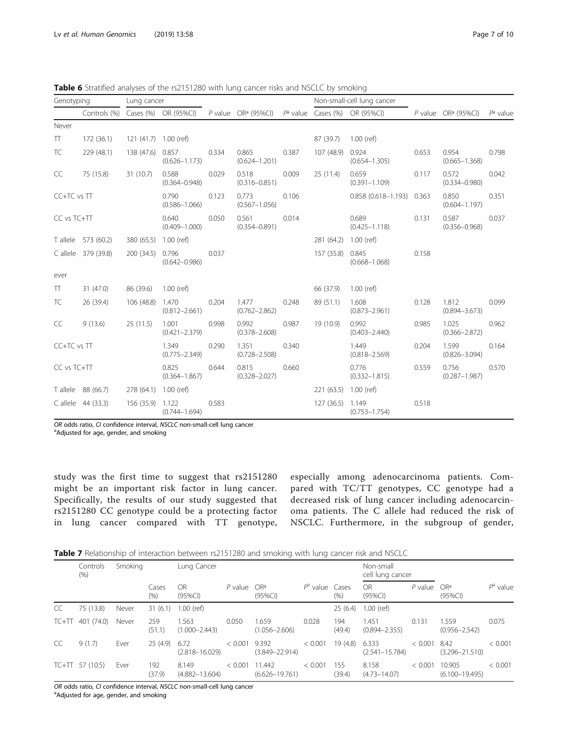**Table 6** Stratified analyses of the rs2151280 with lung cancer risks and NSCLC by smoking

| Genotyping | | Lung cancer | | | | | Non-small-cell lung cancer | | | | |
|---|---|---|---|---|---|---|---|---|---|---|---|
| | Controls (%) | Cases (%) | OR (95%CI) | *P* value | OR[a] (95%CI) | *P*[a] value | Cases (%) | OR (95%CI) | *P* value | OR[a] (95%CI) | *P*[a] value |
| Never | | | | | | | | | | | |
| TT | 172 (36.1) | 121 (41.7) | 1.00 (ref) | | | | 87 (39.7) | 1.00 (ref) | | | |
| TC | 229 (48.1) | 138 (47.6) | 0.857 (0.626–1.173) | 0.334 | 0.865 (0.624–1.201) | 0.387 | 107 (48.9) | 0.924 (0.654–1.305) | 0.653 | 0.954 (0.665–1.368) | 0.798 |
| CC | 75 (15.8) | 31 (10.7) | 0.588 (0.364–0.948) | 0.029 | 0.518 (0.316–0.851) | 0.009 | 25 (11.4) | 0.659 (0.391–1.109) | 0.117 | 0.572 (0.334–0.980) | 0.042 |
| CC+TC vs TT | | | 0.790 (0.586–1.066) | 0.123 | 0.773 (0.567–1.056) | 0.106 | | 0.858 (0.618–1.193) | 0.363 | 0.850 (0.604–1.197) | 0.351 |
| CC vs TC+TT | | | 0.640 (0.409–1.000) | 0.050 | 0.561 (0.354–0.891) | 0.014 | | 0.689 (0.425–1.118) | 0.131 | 0.587 (0.356–0.968) | 0.037 |
| T allele | 573 (60.2) | 380 (65.5) | 1.00 (ref) | | | | 281 (64.2) | 1.00 (ref) | | | |
| C allele | 379 (39.8) | 200 (34.5) | 0.796 (0.642–0.986) | 0.037 | | | 157 (35.8) | 0.845 (0.668–1.068) | 0.158 | | |
| ever | | | | | | | | | | | |
| TT | 31 (47.0) | 86 (39.6) | 1.00 (ref) | | | | 66 (37.9) | 1.00 (ref) | | | |
| TC | 26 (39.4) | 106 (48.8) | 1.470 (0.812–2.661) | 0.204 | 1.477 (0.762–2.862) | 0.248 | 89 (51.1) | 1.608 (0.873–2.961) | 0.128 | 1.812 (0.894–3.673) | 0.099 |
| CC | 9 (13.6) | 25 (11.5) | 1.001 (0.421–2.379) | 0.998 | 0.992 (0.378–2.608) | 0.987 | 19 (10.9) | 0.992 (0.403–2.440) | 0.985 | 1.025 (0.366–2.872) | 0.962 |
| CC+TC vs TT | | | 1.349 (0.775–2.349) | 0.290 | 1.351 (0.728–2.508) | 0.340 | | 1.449 (0.818–2.569) | 0.204 | 1.599 (0.826–3.094) | 0.164 |
| CC vs TC+TT | | | 0.825 (0.364–1.867) | 0.644 | 0.815 (0.328–2.027) | 0.660 | | 0.776 (0.332–1.815) | 0.559 | 0.756 (0.287–1.987) | 0.570 |
| T allele | 88 (66.7) | 278 (64.1) | 1.00 (ref) | | | | 221 (63.5) | 1.00 (ref) | | | |
| C allele | 44 (33.3) | 156 (35.9) | 1.122 (0.744–1.694) | 0.583 | | | 127 (36.5) | 1.149 (0.753–1.754) | 0.518 | | |

*OR* odds ratio, *CI* confidence interval, *NSCLC* non-small-cell lung cancer
[a]Adjusted for age, gender, and smoking

study was the first time to suggest that rs2151280 might be an important risk factor in lung cancer. Specifically, the results of our study suggested that rs2151280 CC genotype could be a protecting factor in lung cancer compared with TT genotype, especially among adenocarcinoma patients. Compared with TC/TT genotypes, CC genotype had a decreased risk of lung cancer including adenocarcinoma patients. The C allele had reduced the risk of NSCLC. Furthermore, in the subgroup of gender,

**Table 7** Relationship of interaction between rs2151280 and smoking with lung cancer risk and NSCLC

| | Controls (%) | Smoking | Lung Cancer | | | | | | Non-small cell lung cancer | | | | |
|---|---|---|---|---|---|---|---|---|---|---|---|---|---|
| | | | Cases (%) | OR (95%CI) | *P* value | OR[a] (95%CI) | *P*[a] value | | Cases (%) | OR (95%CI) | *P* value | OR[a] (95%CI) | *P*[a] value |
| CC | 75 (13.8) | Never | 31 (6.1) | 1.00 (ref) | | | | | 25 (6.4) | 1.00 (ref) | | | |
| TC+TT | 401 (74.0) | Never | 259 (51.1) | 1.563 (1.000–2.443) | 0.050 | 1.659 (1.056–2.606) | 0.028 | | 194 (49.4) | 1.451 (0.894–2.355) | 0.131 | 1.559 (0.956–2.542) | 0.075 |
| CC | 9 (1.7) | Ever | 25 (4.9) | 6.72 (2.818–16.029) | < 0.001 | 9.392 (3.849–22.914) | < 0.001 | | 19 (4.8) | 6.333 (2.541–15.784) | < 0.001 | 8.42 (3.296–21.510) | < 0.001 |
| TC+TT | 57 (10.5) | Ever | 192 (37.9) | 8.149 (4.882–13.604) | < 0.001 | 11.442 (6.626–19.761) | < 0.001 | | 155 (39.4) | 8.158 (4.73–14.07) | < 0.001 | 10.905 (6.100–19.495) | < 0.001 |

*OR* odds ratio, *CI* confidence interval, *NSCLC* non-small-cell lung cancer
[a]Adjusted for age, gender, and smoking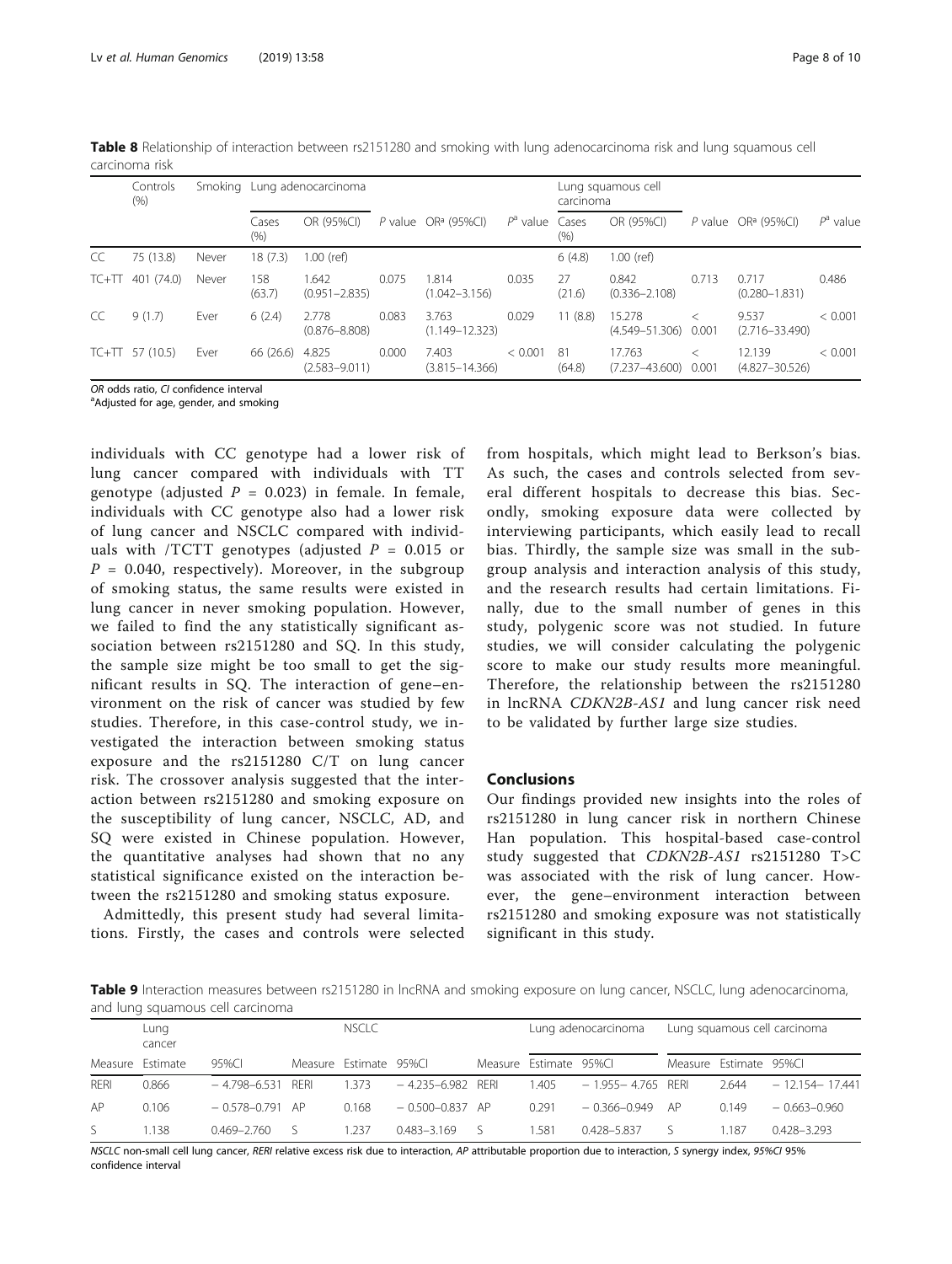**Table 8** Relationship of interaction between rs2151280 and smoking with lung adenocarcinoma risk and lung squamous cell carcinoma risk

| | Controls (%) | Smoking | Lung adenocarcinoma | | | | | Lung squamous cell carcinoma | | | | |
|---|---|---|---|---|---|---|---|---|---|---|---|---|
| | | | Cases (%) | OR (95%CI) | *P* value | OR[a] (95%CI) | $P^a$ value | Cases (%) | OR (95%CI) | *P* value | OR[a] (95%CI) | $P^a$ value |
| CC | 75 (13.8) | Never | 18 (7.3) | 1.00 (ref) | | | | 6 (4.8) | 1.00 (ref) | | | |
| TC+TT | 401 (74.0) | Never | 158 (63.7) | 1.642 (0.951–2.835) | 0.075 | 1.814 (1.042–3.156) | 0.035 | 27 (21.6) | 0.842 (0.336–2.108) | 0.713 | 0.717 (0.280–1.831) | 0.486 |
| CC | 9 (1.7) | Ever | 6 (2.4) | 2.778 (0.876–8.808) | 0.083 | 3.763 (1.149–12.323) | 0.029 | 11 (8.8) | 15.278 (4.549–51.306) | < 0.001 | 9.537 (2.716–33.490) | < 0.001 |
| TC+TT | 57 (10.5) | Ever | 66 (26.6) | 4.825 (2.583–9.011) | 0.000 | 7.403 (3.815–14.366) | < 0.001 | 81 (64.8) | 17.763 (7.237–43.600) | < 0.001 | 12.139 (4.827–30.526) | < 0.001 |

*OR* odds ratio, *CI* confidence interval
[a]Adjusted for age, gender, and smoking

individuals with CC genotype had a lower risk of lung cancer compared with individuals with TT genotype (adjusted $P = 0.023$) in female. In female, individuals with CC genotype also had a lower risk of lung cancer and NSCLC compared with individuals with /TCTT genotypes (adjusted $P = 0.015$ or $P = 0.040$, respectively). Moreover, in the subgroup of smoking status, the same results were existed in lung cancer in never smoking population. However, we failed to find the any statistically significant association between rs2151280 and SQ. In this study, the sample size might be too small to get the significant results in SQ. The interaction of gene–environment on the risk of cancer was studied by few studies. Therefore, in this case-control study, we investigated the interaction between smoking status exposure and the rs2151280 C/T on lung cancer risk. The crossover analysis suggested that the interaction between rs2151280 and smoking exposure on the susceptibility of lung cancer, NSCLC, AD, and SQ were existed in Chinese population. However, the quantitative analyses had shown that no any statistical significance existed on the interaction between the rs2151280 and smoking status exposure.

Admittedly, this present study had several limitations. Firstly, the cases and controls were selected from hospitals, which might lead to Berkson's bias. As such, the cases and controls selected from several different hospitals to decrease this bias. Secondly, smoking exposure data were collected by interviewing participants, which easily lead to recall bias. Thirdly, the sample size was small in the subgroup analysis and interaction analysis of this study, and the research results had certain limitations. Finally, due to the small number of genes in this study, polygenic score was not studied. In future studies, we will consider calculating the polygenic score to make our study results more meaningful. Therefore, the relationship between the rs2151280 in lncRNA *CDKN2B-AS1* and lung cancer risk need to be validated by further large size studies.

## Conclusions

Our findings provided new insights into the roles of rs2151280 in lung cancer risk in northern Chinese Han population. This hospital-based case-control study suggested that *CDKN2B-AS1* rs2151280 T>C was associated with the risk of lung cancer. However, the gene–environment interaction between rs2151280 and smoking exposure was not statistically significant in this study.

**Table 9** Interaction measures between rs2151280 in lncRNA and smoking exposure on lung cancer, NSCLC, lung adenocarcinoma, and lung squamous cell carcinoma

| Lung cancer | | | NSCLC | | | Lung adenocarcinoma | | | Lung squamous cell carcinoma | | |
|---|---|---|---|---|---|---|---|---|---|---|---|
| Measure | Estimate | 95%CI | Measure | Estimate | 95%CI | Measure | Estimate | 95%CI | Measure | Estimate | 95%CI |
| RERI | 0.866 | − 4.798–6.531 | RERI | 1.373 | − 4.235–6.982 | RERI | 1.405 | − 1.955– 4.765 | RERI | 2.644 | − 12.154– 17.441 |
| AP | 0.106 | − 0.578–0.791 | AP | 0.168 | − 0.500–0.837 | AP | 0.291 | − 0.366–0.949 | AP | 0.149 | − 0.663–0.960 |
| S | 1.138 | 0.469–2.760 | S | 1.237 | 0.483–3.169 | S | 1.581 | 0.428–5.837 | S | 1.187 | 0.428–3.293 |

*NSCLC* non-small cell lung cancer, *RERI* relative excess risk due to interaction, *AP* attributable proportion due to interaction, *S* synergy index, *95%CI* 95% confidence interval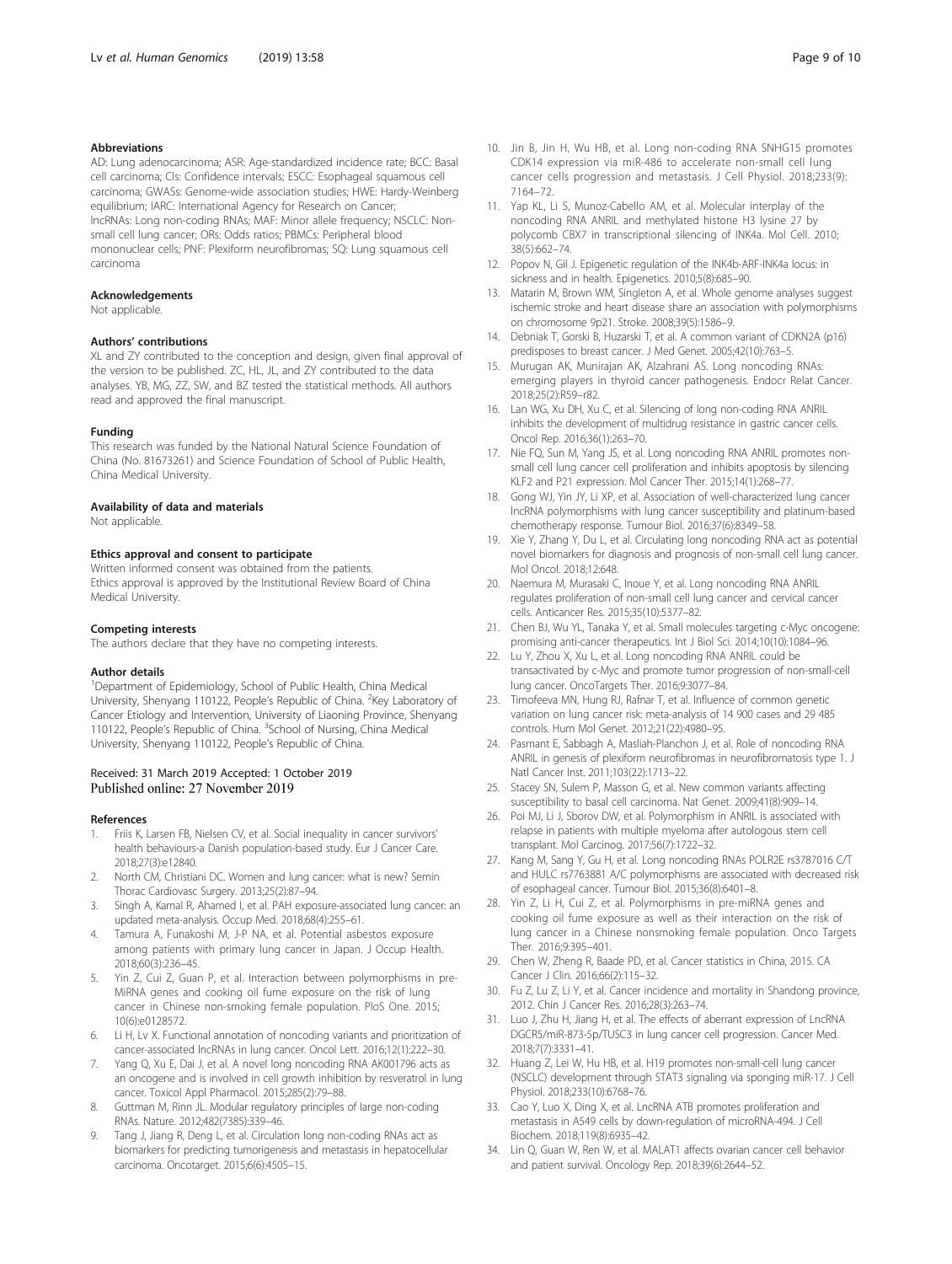## Abbreviations

AD: Lung adenocarcinoma; ASR: Age-standardized incidence rate; BCC: Basal cell carcinoma; CIs: Confidence intervals; ESCC: Esophageal squamous cell carcinoma; GWASs: Genome-wide association studies; HWE: Hardy-Weinberg equilibrium; IARC: International Agency for Research on Cancer; lncRNAs: Long non-coding RNAs; MAF: Minor allele frequency; NSCLC: Non-small cell lung cancer; ORs: Odds ratios; PBMCs: Peripheral blood mononuclear cells; PNF: Plexiform neurofibromas; SQ: Lung squamous cell carcinoma

## Acknowledgements

Not applicable.

## Authors' contributions

XL and ZY contributed to the conception and design, given final approval of the version to be published. ZC, HL, JL, and ZY contributed to the data analyses. YB, MG, ZZ, SW, and BZ tested the statistical methods. All authors read and approved the final manuscript.

## Funding

This research was funded by the National Natural Science Foundation of China (No. 81673261) and Science Foundation of School of Public Health, China Medical University.

## Availability of data and materials

Not applicable.

## Ethics approval and consent to participate

Written informed consent was obtained from the patients.
Ethics approval is approved by the Institutional Review Board of China Medical University.

## Competing interests

The authors declare that they have no competing interests.

## Author details

[1]Department of Epidemiology, School of Public Health, China Medical University, Shenyang 110122, People's Republic of China. [2]Key Laboratory of Cancer Etiology and Intervention, University of Liaoning Province, Shenyang 110122, People's Republic of China. [3]School of Nursing, China Medical University, Shenyang 110122, People's Republic of China.

Received: 31 March 2019 Accepted: 1 October 2019
Published online: 27 November 2019

## References

1. Friis K, Larsen FB, Nielsen CV, et al. Social inequality in cancer survivors' health behaviours-a Danish population-based study. Eur J Cancer Care. 2018;27(3):e12840.
2. North CM, Christiani DC. Women and lung cancer: what is new? Semin Thorac Cardiovasc Surgery. 2013;25(2):87–94.
3. Singh A, Kamal R, Ahamed I, et al. PAH exposure-associated lung cancer: an updated meta-analysis. Occup Med. 2018;68(4):255–61.
4. Tamura A, Funakoshi M, J-P NA, et al. Potential asbestos exposure among patients with primary lung cancer in Japan. J Occup Health. 2018;60(3):236–45.
5. Yin Z, Cui Z, Guan P, et al. Interaction between polymorphisms in pre-MiRNA genes and cooking oil fume exposure on the risk of lung cancer in Chinese non-smoking female population. PloS One. 2015; 10(6):e0128572.
6. Li H, Lv X. Functional annotation of noncoding variants and prioritization of cancer-associated lncRNAs in lung cancer. Oncol Lett. 2016;12(1):222–30.
7. Yang Q, Xu E, Dai J, et al. A novel long noncoding RNA AK001796 acts as an oncogene and is involved in cell growth inhibition by resveratrol in lung cancer. Toxicol Appl Pharmacol. 2015;285(2):79–88.
8. Guttman M, Rinn JL. Modular regulatory principles of large non-coding RNAs. Nature. 2012;482(7385):339–46.
9. Tang J, Jiang R, Deng L, et al. Circulation long non-coding RNAs act as biomarkers for predicting tumorigenesis and metastasis in hepatocellular carcinoma. Oncotarget. 2015;6(6):4505–15.
10. Jin B, Jin H, Wu HB, et al. Long non-coding RNA SNHG15 promotes CDK14 expression via miR-486 to accelerate non-small cell lung cancer cells progression and metastasis. J Cell Physiol. 2018;233(9): 7164–72.
11. Yap KL, Li S, Munoz-Cabello AM, et al. Molecular interplay of the noncoding RNA ANRIL and methylated histone H3 lysine 27 by polycomb CBX7 in transcriptional silencing of INK4a. Mol Cell. 2010; 38(5):662–74.
12. Popov N, Gil J. Epigenetic regulation of the INK4b-ARF-INK4a locus: in sickness and in health. Epigenetics. 2010;5(8):685–90.
13. Matarin M, Brown WM, Singleton A, et al. Whole genome analyses suggest ischemic stroke and heart disease share an association with polymorphisms on chromosome 9p21. Stroke. 2008;39(5):1586–9.
14. Debniak T, Gorski B, Huzarski T, et al. A common variant of CDKN2A (p16) predisposes to breast cancer. J Med Genet. 2005;42(10):763–5.
15. Murugan AK, Munirajan AK, Alzahrani AS. Long noncoding RNAs: emerging players in thyroid cancer pathogenesis. Endocr Relat Cancer. 2018;25(2):R59–r82.
16. Lan WG, Xu DH, Xu C, et al. Silencing of long non-coding RNA ANRIL inhibits the development of multidrug resistance in gastric cancer cells. Oncol Rep. 2016;36(1):263–70.
17. Nie FQ, Sun M, Yang JS, et al. Long noncoding RNA ANRIL promotes non-small cell lung cancer cell proliferation and inhibits apoptosis by silencing KLF2 and P21 expression. Mol Cancer Ther. 2015;14(1):268–77.
18. Gong WJ, Yin JY, Li XP, et al. Association of well-characterized lung cancer lncRNA polymorphisms with lung cancer susceptibility and platinum-based chemotherapy response. Tumour Biol. 2016;37(6):8349–58.
19. Xie Y, Zhang Y, Du L, et al. Circulating long noncoding RNA act as potential novel biomarkers for diagnosis and prognosis of non-small cell lung cancer. Mol Oncol. 2018;12:648.
20. Naemura M, Murasaki C, Inoue Y, et al. Long noncoding RNA ANRIL regulates proliferation of non-small cell lung cancer and cervical cancer cells. Anticancer Res. 2015;35(10):5377–82.
21. Chen BJ, Wu YL, Tanaka Y, et al. Small molecules targeting c-Myc oncogene: promising anti-cancer therapeutics. Int J Biol Sci. 2014;10(10):1084–96.
22. Lu Y, Zhou X, Xu L, et al. Long noncoding RNA ANRIL could be transactivated by c-Myc and promote tumor progression of non-small-cell lung cancer. OncoTargets Ther. 2016;9:3077–84.
23. Timofeeva MN, Hung RJ, Rafnar T, et al. Influence of common genetic variation on lung cancer risk: meta-analysis of 14 900 cases and 29 485 controls. Hum Mol Genet. 2012;21(22):4980–95.
24. Pasmant E, Sabbagh A, Masliah-Planchon J, et al. Role of noncoding RNA ANRIL in genesis of plexiform neurofibromas in neurofibromatosis type 1. J Natl Cancer Inst. 2011;103(22):1713–22.
25. Stacey SN, Sulem P, Masson G, et al. New common variants affecting susceptibility to basal cell carcinoma. Nat Genet. 2009;41(8):909–14.
26. Poi MJ, Li J, Sborov DW, et al. Polymorphism in ANRIL is associated with relapse in patients with multiple myeloma after autologous stem cell transplant. Mol Carcinog. 2017;56(7):1722–32.
27. Kang M, Sang Y, Gu H, et al. Long noncoding RNAs POLR2E rs3787016 C/T and HULC rs7763881 A/C polymorphisms are associated with decreased risk of esophageal cancer. Tumour Biol. 2015;36(8):6401–8.
28. Yin Z, Li H, Cui Z, et al. Polymorphisms in pre-miRNA genes and cooking oil fume exposure as well as their interaction on the risk of lung cancer in a Chinese nonsmoking female population. Onco Targets Ther. 2016;9:395–401.
29. Chen W, Zheng R, Baade PD, et al. Cancer statistics in China, 2015. CA Cancer J Clin. 2016;66(2):115–32.
30. Fu Z, Lu Z, Li Y, et al. Cancer incidence and mortality in Shandong province, 2012. Chin J Cancer Res. 2016;28(3):263–74.
31. Luo J, Zhu H, Jiang H, et al. The effects of aberrant expression of LncRNA DGCR5/miR-873-5p/TUSC3 in lung cancer cell progression. Cancer Med. 2018;7(7):3331–41.
32. Huang Z, Lei W, Hu HB, et al. H19 promotes non-small-cell lung cancer (NSCLC) development through STAT3 signaling via sponging miR-17. J Cell Physiol. 2018;233(10):6768–76.
33. Cao Y, Luo X, Ding X, et al. LncRNA ATB promotes proliferation and metastasis in A549 cells by down-regulation of microRNA-494. J Cell Biochem. 2018;119(8):6935–42.
34. Lin Q, Guan W, Ren W, et al. MALAT1 affects ovarian cancer cell behavior and patient survival. Oncology Rep. 2018;39(6):2644–52.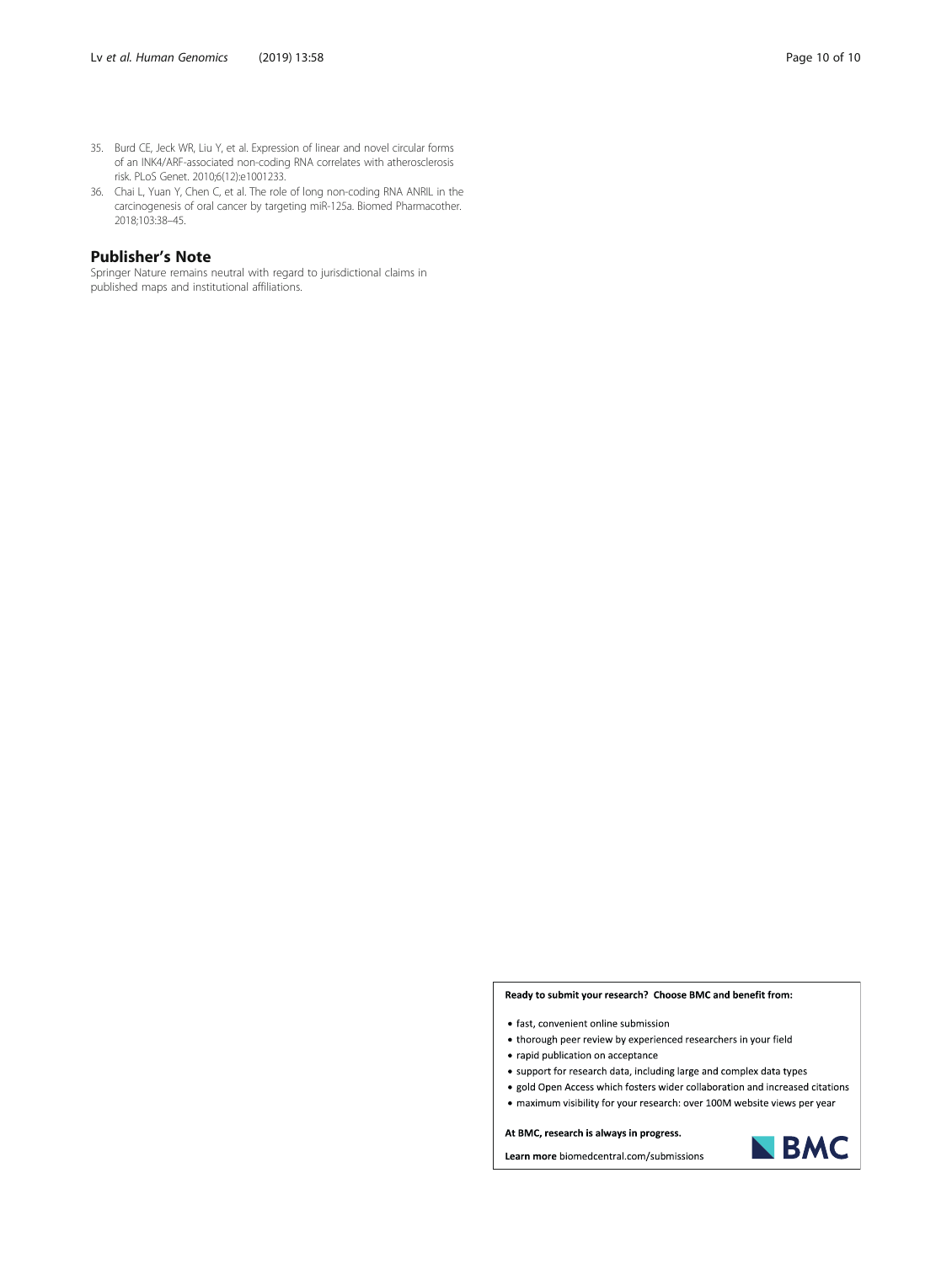35. Burd CE, Jeck WR, Liu Y, et al. Expression of linear and novel circular forms of an INK4/ARF-associated non-coding RNA correlates with atherosclerosis risk. PLoS Genet. 2010;6(12):e1001233.
36. Chai L, Yuan Y, Chen C, et al. The role of long non-coding RNA ANRIL in the carcinogenesis of oral cancer by targeting miR-125a. Biomed Pharmacother. 2018;103:38–45.

## Publisher's Note

Springer Nature remains neutral with regard to jurisdictional claims in published maps and institutional affiliations.

**Ready to submit your research? Choose BMC and benefit from:**

- fast, convenient online submission
- thorough peer review by experienced researchers in your field
- rapid publication on acceptance
- support for research data, including large and complex data types
- gold Open Access which fosters wider collaboration and increased citations
- maximum visibility for your research: over 100M website views per year

**At BMC, research is always in progress.**

**Learn more** biomedcentral.com/submissions

BMC